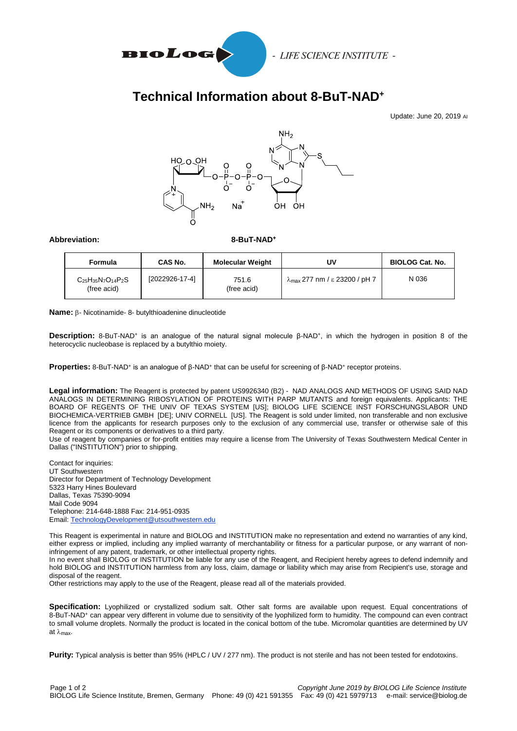BIOLOG - LIFE SCIENCE INSTITUTE -

# Technical Information about 8-BuT-NAD$^+$

Update: June 20, 2019 AI

**Abbreviation:** **8-BuT-NAD$^+$**

| Formula | CAS No. | Molecular Weight | UV | BIOLOG Cat. No. |
|---|---|---|---|---|
| $C_{25}H_{35}N_7O_{14}P_2S$ (free acid) | [2022926-17-4] | 751.6 (free acid) | $\lambda_{max}$ 277 nm / ε 23200 / pH 7 | N 036 |

**Name:** β- Nicotinamide- 8- butylthioadenine dinucleotide

**Description:** 8-BuT-NAD$^+$ is an analogue of the natural signal molecule β-NAD$^+$, in which the hydrogen in position 8 of the heterocyclic nucleobase is replaced by a butylthio moiety.

**Properties:** 8-BuT-NAD$^+$ is an analogue of β-NAD$^+$ that can be useful for screening of β-NAD$^+$ receptor proteins.

**Legal information:** The Reagent is protected by patent US9926340 (B2) - NAD ANALOGS AND METHODS OF USING SAID NAD ANALOGS IN DETERMINING RIBOSYLATION OF PROTEINS WITH PARP MUTANTS and foreign equivalents. Applicants: THE BOARD OF REGENTS OF THE UNIV OF TEXAS SYSTEM [US]; BIOLOG LIFE SCIENCE INST FORSCHUNGSLABOR UND BIOCHEMICA-VERTRIEB GMBH [DE]; UNIV CORNELL [US]. The Reagent is sold under limited, non transferable and non exclusive licence from the applicants for research purposes only to the exclusion of any commercial use, transfer or otherwise sale of this Reagent or its components or derivatives to a third party.
Use of reagent by companies or for-profit entities may require a license from The University of Texas Southwestern Medical Center in Dallas ("INSTITUTION") prior to shipping.

Contact for inquiries:
UT Southwestern
Director for Department of Technology Development
5323 Harry Hines Boulevard
Dallas, Texas 75390-9094
Mail Code 9094
Telephone: 214-648-1888 Fax: 214-951-0935
Email: TechnologyDevelopment@utsouthwestern.edu

This Reagent is experimental in nature and BIOLOG and INSTITUTION make no representation and extend no warranties of any kind, either express or implied, including any implied warranty of merchantability or fitness for a particular purpose, or any warrant of non-infringement of any patent, trademark, or other intellectual property rights.
In no event shall BIOLOG or INSTITUTION be liable for any use of the Reagent, and Recipient hereby agrees to defend indemnify and hold BIOLOG and INSTITUTION harmless from any loss, claim, damage or liability which may arise from Recipient's use, storage and disposal of the reagent.
Other restrictions may apply to the use of the Reagent, please read all of the materials provided.

**Specification:** Lyophilized or crystallized sodium salt. Other salt forms are available upon request. Equal concentrations of 8-BuT-NAD$^+$ can appear very different in volume due to sensitivity of the lyophilized form to humidity. The compound can even contract to small volume droplets. Normally the product is located in the conical bottom of the tube. Micromolar quantities are determined by UV at $\lambda_{max}$.

**Purity:** Typical analysis is better than 95% (HPLC / UV / 277 nm). The product is not sterile and has not been tested for endotoxins.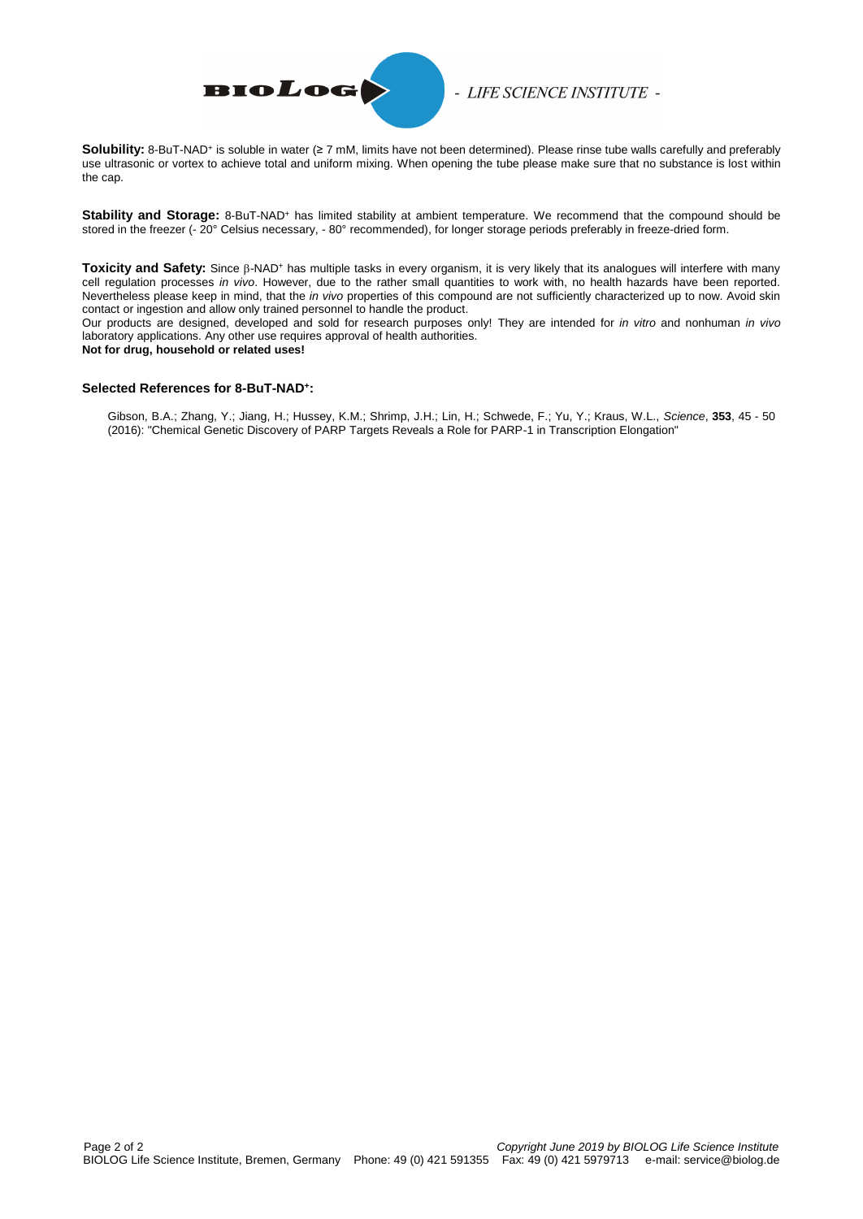**Solubility:** 8-BuT-NAD$^+$ is soluble in water (≥ 7 mM, limits have not been determined). Please rinse tube walls carefully and preferably use ultrasonic or vortex to achieve total and uniform mixing. When opening the tube please make sure that no substance is lost within the cap.

**Stability and Storage:** 8-BuT-NAD$^+$ has limited stability at ambient temperature. We recommend that the compound should be stored in the freezer (- 20° Celsius necessary, - 80° recommended), for longer storage periods preferably in freeze-dried form.

**Toxicity and Safety:** Since β-NAD$^+$ has multiple tasks in every organism, it is very likely that its analogues will interfere with many cell regulation processes *in vivo*. However, due to the rather small quantities to work with, no health hazards have been reported. Nevertheless please keep in mind, that the *in vivo* properties of this compound are not sufficiently characterized up to now. Avoid skin contact or ingestion and allow only trained personnel to handle the product.
Our products are designed, developed and sold for research purposes only! They are intended for *in vitro* and nonhuman *in vivo* laboratory applications. Any other use requires approval of health authorities.
**Not for drug, household or related uses!**

### Selected References for 8-BuT-NAD$^+$:

Gibson, B.A.; Zhang, Y.; Jiang, H.; Hussey, K.M.; Shrimp, J.H.; Lin, H.; Schwede, F.; Yu, Y.; Kraus, W.L., *Science*, **353**, 45 - 50 (2016): "Chemical Genetic Discovery of PARP Targets Reveals a Role for PARP-1 in Transcription Elongation"